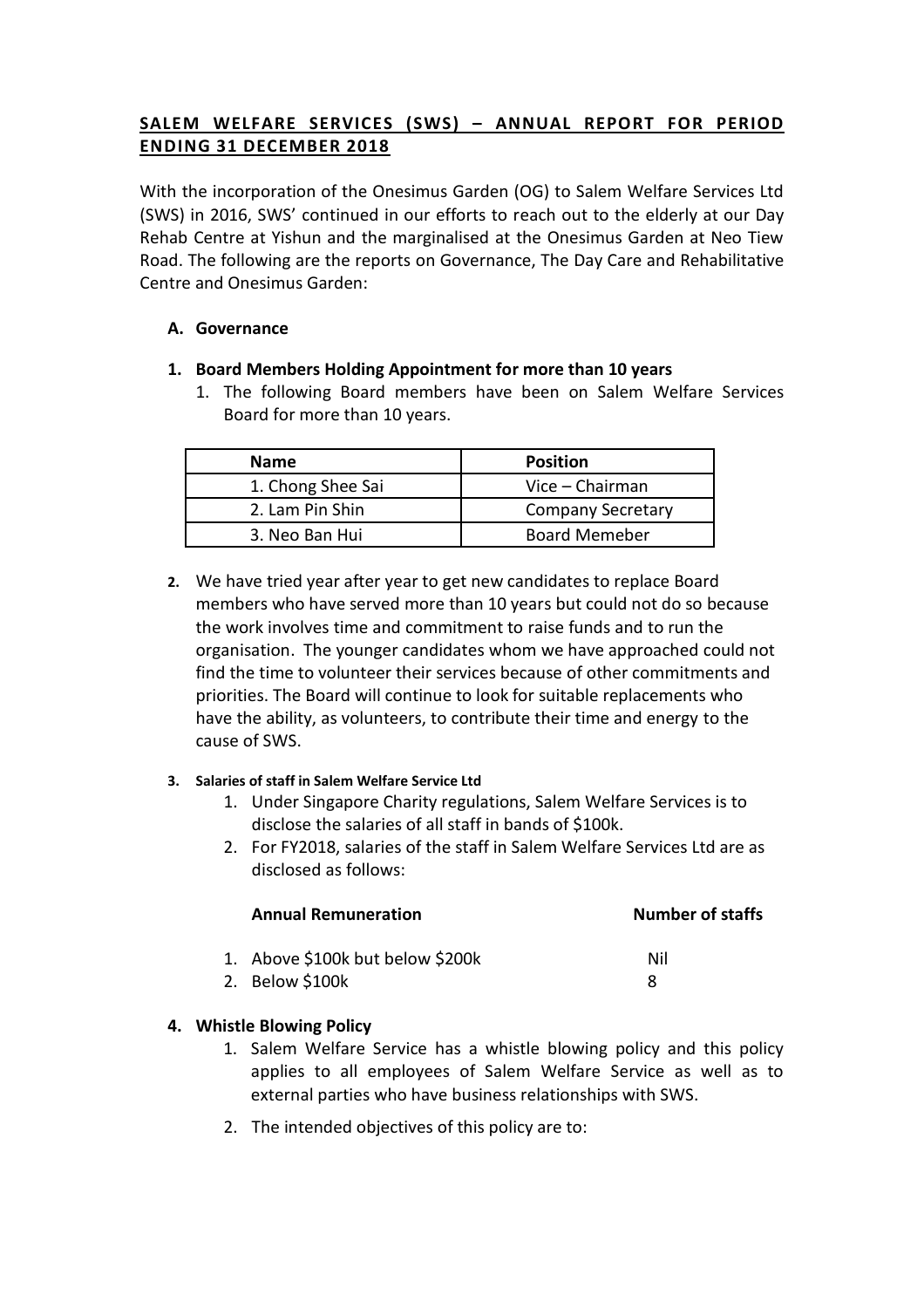## SALEM WELFARE SERVICES (SWS) – ANNUAL REPORT FOR PERIOD ENDING 31 DECEMBER 2018

With the incorporation of the Onesimus Garden (OG) to Salem Welfare Services Ltd (SWS) in 2016, SWS' continued in our efforts to reach out to the elderly at our Day Rehab Centre at Yishun and the marginalised at the Onesimus Garden at Neo Tiew Road. The following are the reports on Governance, The Day Care and Rehabilitative Centre and Onesimus Garden:

### A. Governance

**1. Board Members Holding Appointment for more than 10 years**

1. The following Board members have been on Salem Welfare Services Board for more than 10 years.

| Name | Position |
|---|---|
| 1. Chong Shee Sai | Vice – Chairman |
| 2. Lam Pin Shin | Company Secretary |
| 3. Neo Ban Hui | Board Memeber |

**2.** We have tried year after year to get new candidates to replace Board members who have served more than 10 years but could not do so because the work involves time and commitment to raise funds and to run the organisation. The younger candidates whom we have approached could not find the time to volunteer their services because of other commitments and priorities. The Board will continue to look for suitable replacements who have the ability, as volunteers, to contribute their time and energy to the cause of SWS.

**3. Salaries of staff in Salem Welfare Service Ltd**

1. Under Singapore Charity regulations, Salem Welfare Services is to disclose the salaries of all staff in bands of $100k.
2. For FY2018, salaries of the staff in Salem Welfare Services Ltd are as disclosed as follows:

| Annual Remuneration | Number of staffs |
|---|---|
| 1. Above $100k but below $200k | Nil |
| 2. Below $100k | 8 |

**4. Whistle Blowing Policy**

1. Salem Welfare Service has a whistle blowing policy and this policy applies to all employees of Salem Welfare Service as well as to external parties who have business relationships with SWS.
2. The intended objectives of this policy are to: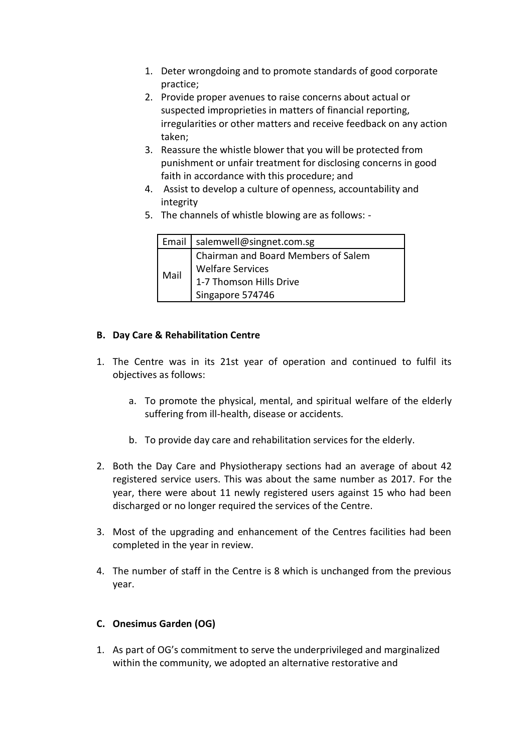1. Deter wrongdoing and to promote standards of good corporate practice;
2. Provide proper avenues to raise concerns about actual or suspected improprieties in matters of financial reporting, irregularities or other matters and receive feedback on any action taken;
3. Reassure the whistle blower that you will be protected from punishment or unfair treatment for disclosing concerns in good faith in accordance with this procedure; and
4. Assist to develop a culture of openness, accountability and integrity
5. The channels of whistle blowing are as follows: -

| Email | salemwell@singnet.com.sg |
|---|---|
| Mail | Chairman and Board Members of Salem Welfare Services<br>1-7 Thomson Hills Drive<br>Singapore 574746 |

**B. Day Care & Rehabilitation Centre**

1. The Centre was in its 21st year of operation and continued to fulfil its objectives as follows:

   a. To promote the physical, mental, and spiritual welfare of the elderly suffering from ill-health, disease or accidents.

   b. To provide day care and rehabilitation services for the elderly.

2. Both the Day Care and Physiotherapy sections had an average of about 42 registered service users. This was about the same number as 2017. For the year, there were about 11 newly registered users against 15 who had been discharged or no longer required the services of the Centre.

3. Most of the upgrading and enhancement of the Centres facilities had been completed in the year in review.

4. The number of staff in the Centre is 8 which is unchanged from the previous year.

**C. Onesimus Garden (OG)**

1. As part of OG's commitment to serve the underprivileged and marginalized within the community, we adopted an alternative restorative and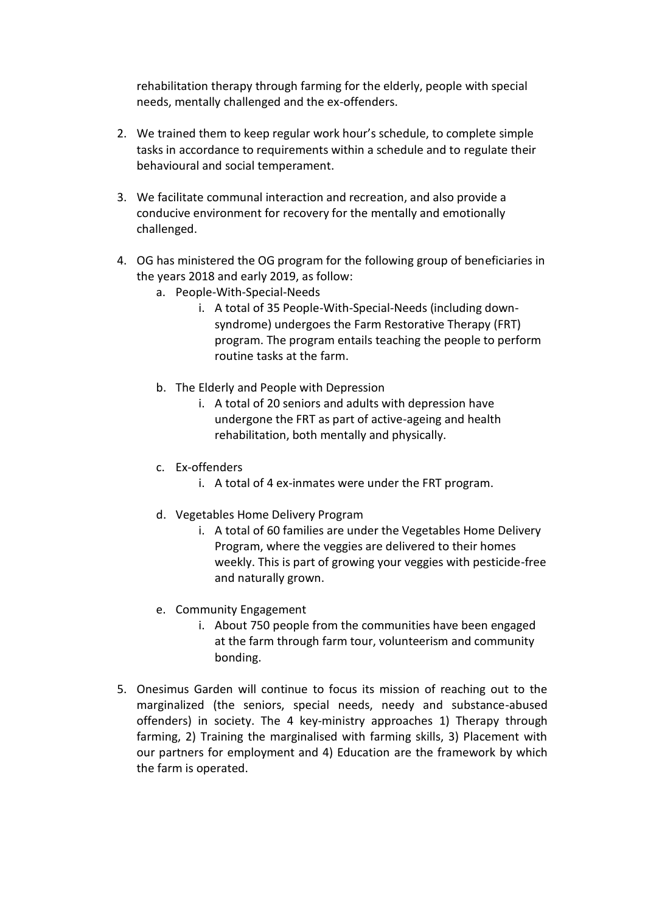rehabilitation therapy through farming for the elderly, people with special needs, mentally challenged and the ex-offenders.

2. We trained them to keep regular work hour's schedule, to complete simple tasks in accordance to requirements within a schedule and to regulate their behavioural and social temperament.

3. We facilitate communal interaction and recreation, and also provide a conducive environment for recovery for the mentally and emotionally challenged.

4. OG has ministered the OG program for the following group of beneficiaries in the years 2018 and early 2019, as follow:
   a. People-With-Special-Needs
      i. A total of 35 People-With-Special-Needs (including down-syndrome) undergoes the Farm Restorative Therapy (FRT) program. The program entails teaching the people to perform routine tasks at the farm.

   b. The Elderly and People with Depression
      i. A total of 20 seniors and adults with depression have undergone the FRT as part of active-ageing and health rehabilitation, both mentally and physically.

   c. Ex-offenders
      i. A total of 4 ex-inmates were under the FRT program.

   d. Vegetables Home Delivery Program
      i. A total of 60 families are under the Vegetables Home Delivery Program, where the veggies are delivered to their homes weekly. This is part of growing your veggies with pesticide-free and naturally grown.

   e. Community Engagement
      i. About 750 people from the communities have been engaged at the farm through farm tour, volunteerism and community bonding.

5. Onesimus Garden will continue to focus its mission of reaching out to the marginalized (the seniors, special needs, needy and substance-abused offenders) in society. The 4 key-ministry approaches 1) Therapy through farming, 2) Training the marginalised with farming skills, 3) Placement with our partners for employment and 4) Education are the framework by which the farm is operated.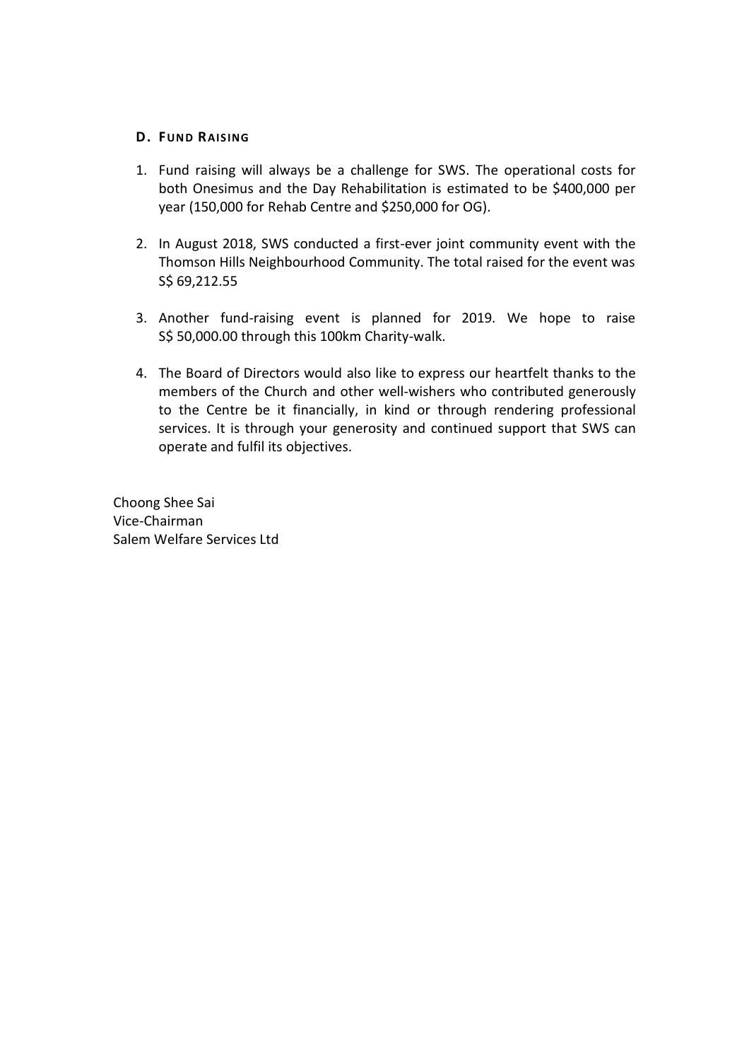### D. Fund Raising

1. Fund raising will always be a challenge for SWS. The operational costs for both Onesimus and the Day Rehabilitation is estimated to be $400,000 per year (150,000 for Rehab Centre and $250,000 for OG).

2. In August 2018, SWS conducted a first-ever joint community event with the Thomson Hills Neighbourhood Community. The total raised for the event was S$ 69,212.55

3. Another fund-raising event is planned for 2019. We hope to raise S$ 50,000.00 through this 100km Charity-walk.

4. The Board of Directors would also like to express our heartfelt thanks to the members of the Church and other well-wishers who contributed generously to the Centre be it financially, in kind or through rendering professional services. It is through your generosity and continued support that SWS can operate and fulfil its objectives.

Choong Shee Sai
Vice-Chairman
Salem Welfare Services Ltd